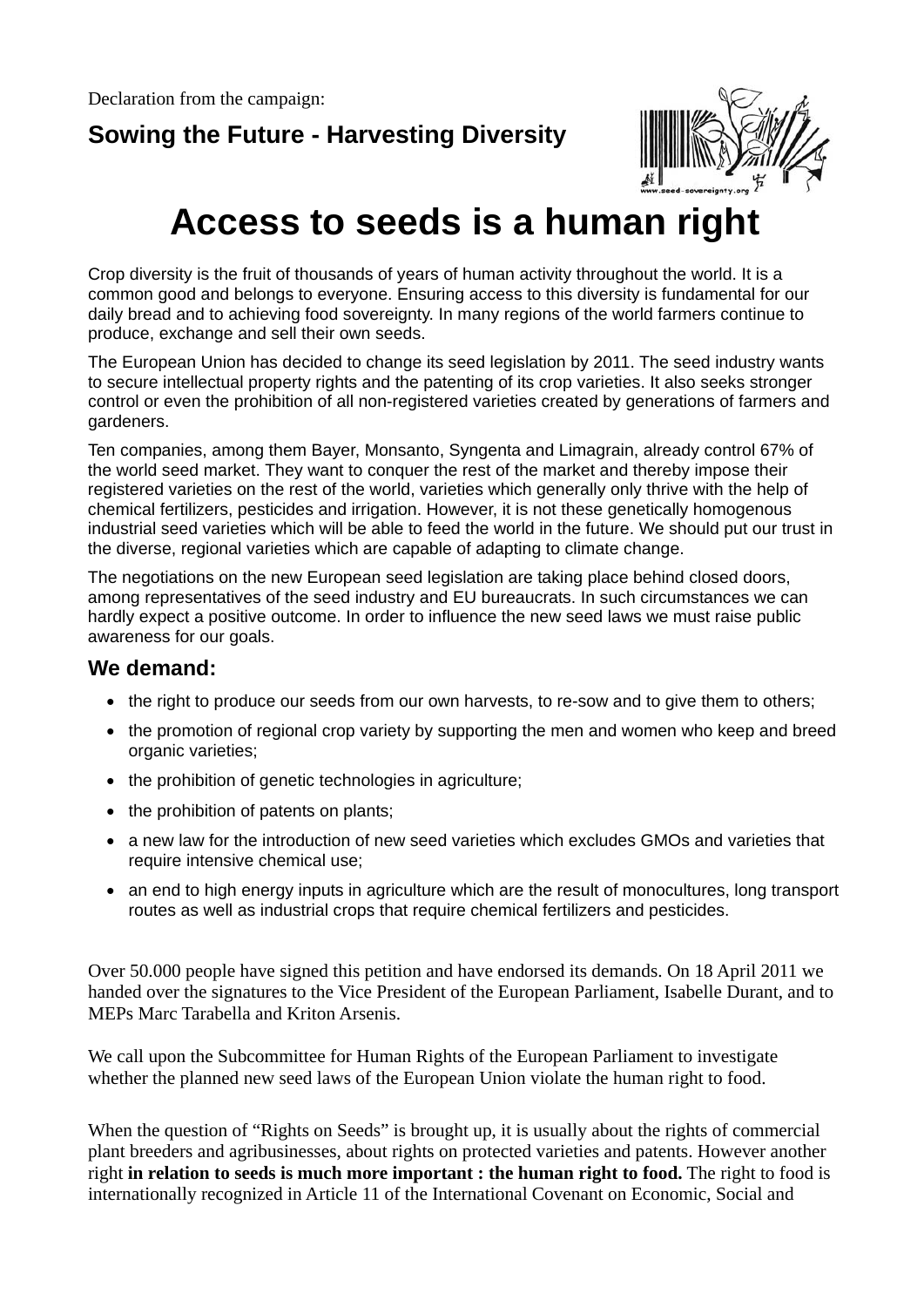Declaration from the campaign:

## Sowing the Future - Harvesting Diversity

# Access to seeds is a human right

Crop diversity is the fruit of thousands of years of human activity throughout the world. It is a common good and belongs to everyone. Ensuring access to this diversity is fundamental for our daily bread and to achieving food sovereignty. In many regions of the world farmers continue to produce, exchange and sell their own seeds.

The European Union has decided to change its seed legislation by 2011. The seed industry wants to secure intellectual property rights and the patenting of its crop varieties. It also seeks stronger control or even the prohibition of all non-registered varieties created by generations of farmers and gardeners.

Ten companies, among them Bayer, Monsanto, Syngenta and Limagrain, already control 67% of the world seed market. They want to conquer the rest of the market and thereby impose their registered varieties on the rest of the world, varieties which generally only thrive with the help of chemical fertilizers, pesticides and irrigation. However, it is not these genetically homogenous industrial seed varieties which will be able to feed the world in the future. We should put our trust in the diverse, regional varieties which are capable of adapting to climate change.

The negotiations on the new European seed legislation are taking place behind closed doors, among representatives of the seed industry and EU bureaucrats. In such circumstances we can hardly expect a positive outcome. In order to influence the new seed laws we must raise public awareness for our goals.

### We demand:

- the right to produce our seeds from our own harvests, to re-sow and to give them to others;
- the promotion of regional crop variety by supporting the men and women who keep and breed organic varieties;
- the prohibition of genetic technologies in agriculture;
- the prohibition of patents on plants;
- a new law for the introduction of new seed varieties which excludes GMOs and varieties that require intensive chemical use;
- an end to high energy inputs in agriculture which are the result of monocultures, long transport routes as well as industrial crops that require chemical fertilizers and pesticides.

Over 50.000 people have signed this petition and have endorsed its demands. On 18 April 2011 we handed over the signatures to the Vice President of the European Parliament, Isabelle Durant, and to MEPs Marc Tarabella and Kriton Arsenis.

We call upon the Subcommittee for Human Rights of the European Parliament to investigate whether the planned new seed laws of the European Union violate the human right to food.

When the question of "Rights on Seeds" is brought up, it is usually about the rights of commercial plant breeders and agribusinesses, about rights on protected varieties and patents. However another right **in relation to seeds is much more important : the human right to food.** The right to food is internationally recognized in Article 11 of the International Covenant on Economic, Social and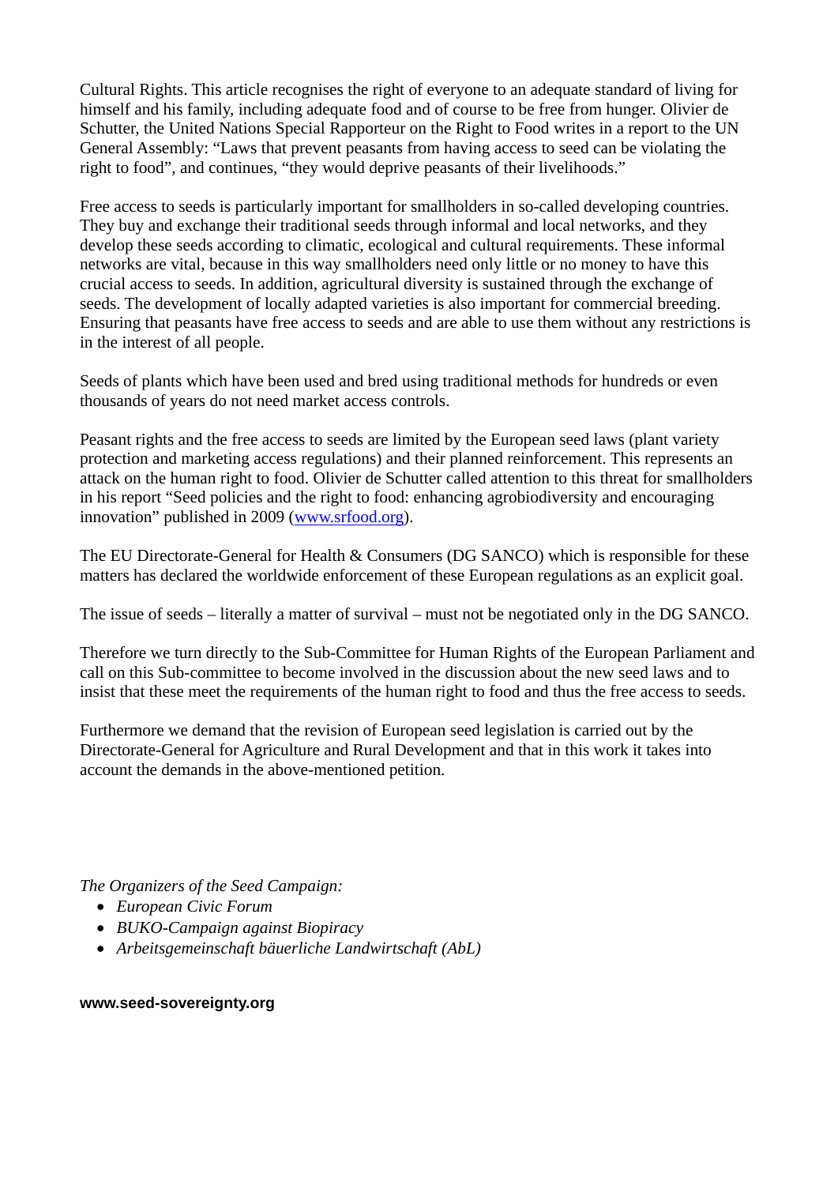Cultural Rights. This article recognises the right of everyone to an adequate standard of living for himself and his family, including adequate food and of course to be free from hunger. Olivier de Schutter, the United Nations Special Rapporteur on the Right to Food writes in a report to the UN General Assembly: "Laws that prevent peasants from having access to seed can be violating the right to food", and continues, "they would deprive peasants of their livelihoods."

Free access to seeds is particularly important for smallholders in so-called developing countries. They buy and exchange their traditional seeds through informal and local networks, and they develop these seeds according to climatic, ecological and cultural requirements. These informal networks are vital, because in this way smallholders need only little or no money to have this crucial access to seeds. In addition, agricultural diversity is sustained through the exchange of seeds. The development of locally adapted varieties is also important for commercial breeding. Ensuring that peasants have free access to seeds and are able to use them without any restrictions is in the interest of all people.

Seeds of plants which have been used and bred using traditional methods for hundreds or even thousands of years do not need market access controls.

Peasant rights and the free access to seeds are limited by the European seed laws (plant variety protection and marketing access regulations) and their planned reinforcement. This represents an attack on the human right to food. Olivier de Schutter called attention to this threat for smallholders in his report "Seed policies and the right to food: enhancing agrobiodiversity and encouraging innovation" published in 2009 ([www.srfood.org](http://www.srfood.org)).

The EU Directorate-General for Health & Consumers (DG SANCO) which is responsible for these matters has declared the worldwide enforcement of these European regulations as an explicit goal.

The issue of seeds – literally a matter of survival – must not be negotiated only in the DG SANCO.

Therefore we turn directly to the Sub-Committee for Human Rights of the European Parliament and call on this Sub-committee to become involved in the discussion about the new seed laws and to insist that these meet the requirements of the human right to food and thus the free access to seeds.

Furthermore we demand that the revision of European seed legislation is carried out by the Directorate-General for Agriculture and Rural Development and that in this work it takes into account the demands in the above-mentioned petition.

*The Organizers of the Seed Campaign:*

- *European Civic Forum*
- *BUKO-Campaign against Biopiracy*
- *Arbeitsgemeinschaft bäuerliche Landwirtschaft (AbL)*

**www.seed-sovereignty.org**